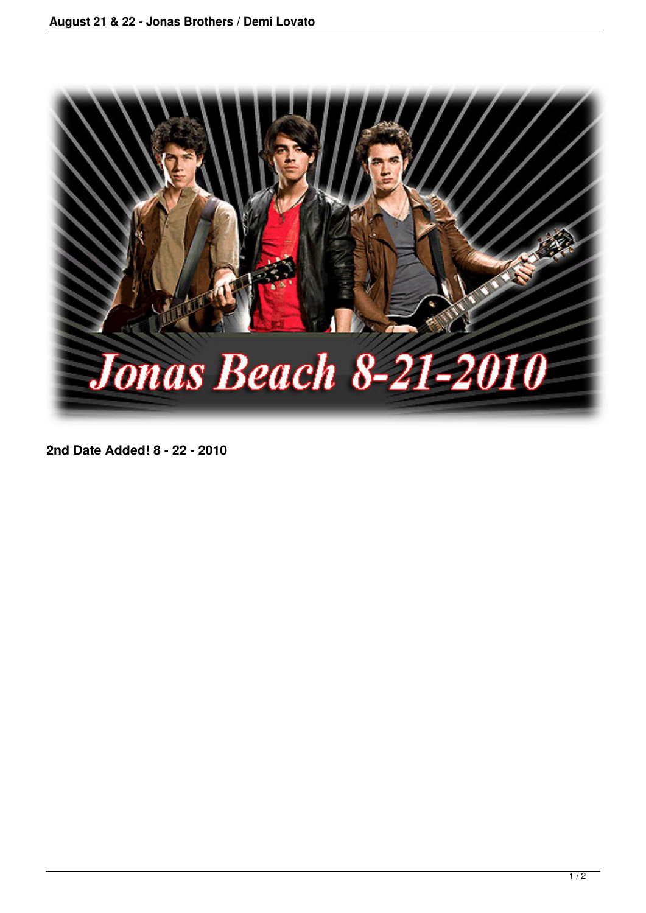**2nd Date Added! 8 - 22 - 2010**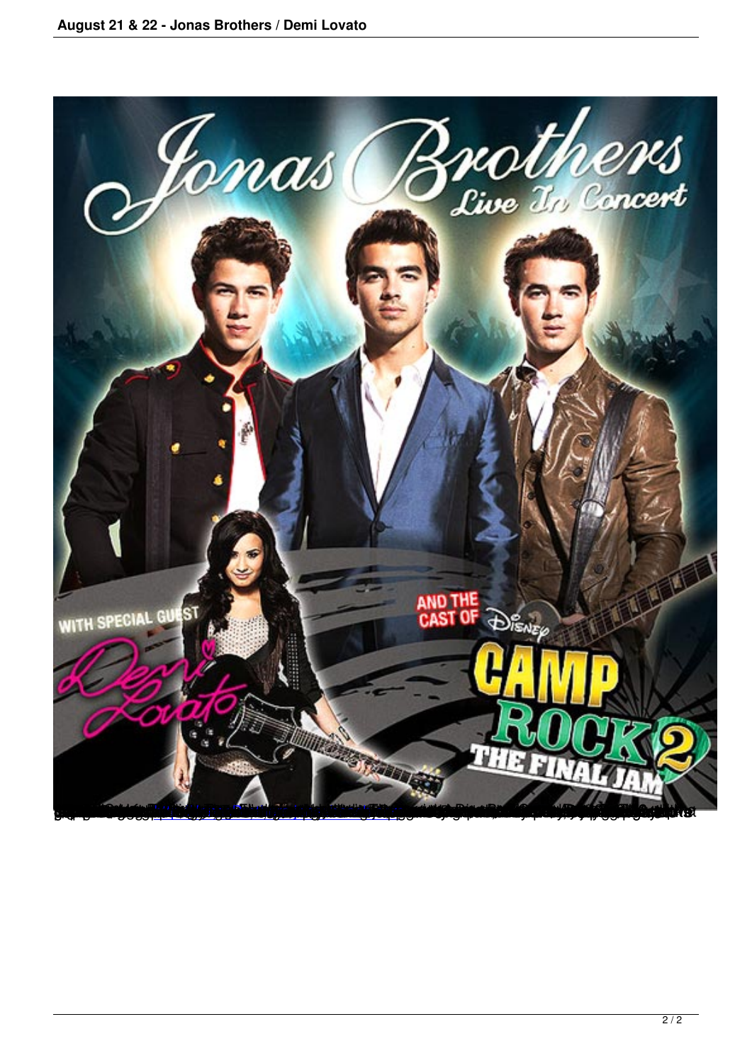Jonas Brothers

Live In Concert

WITH SPECIAL GUEST

Demi Lovato

AND THE CAST OF

Disney

CAMP ROCK 2

THE FINAL JAM